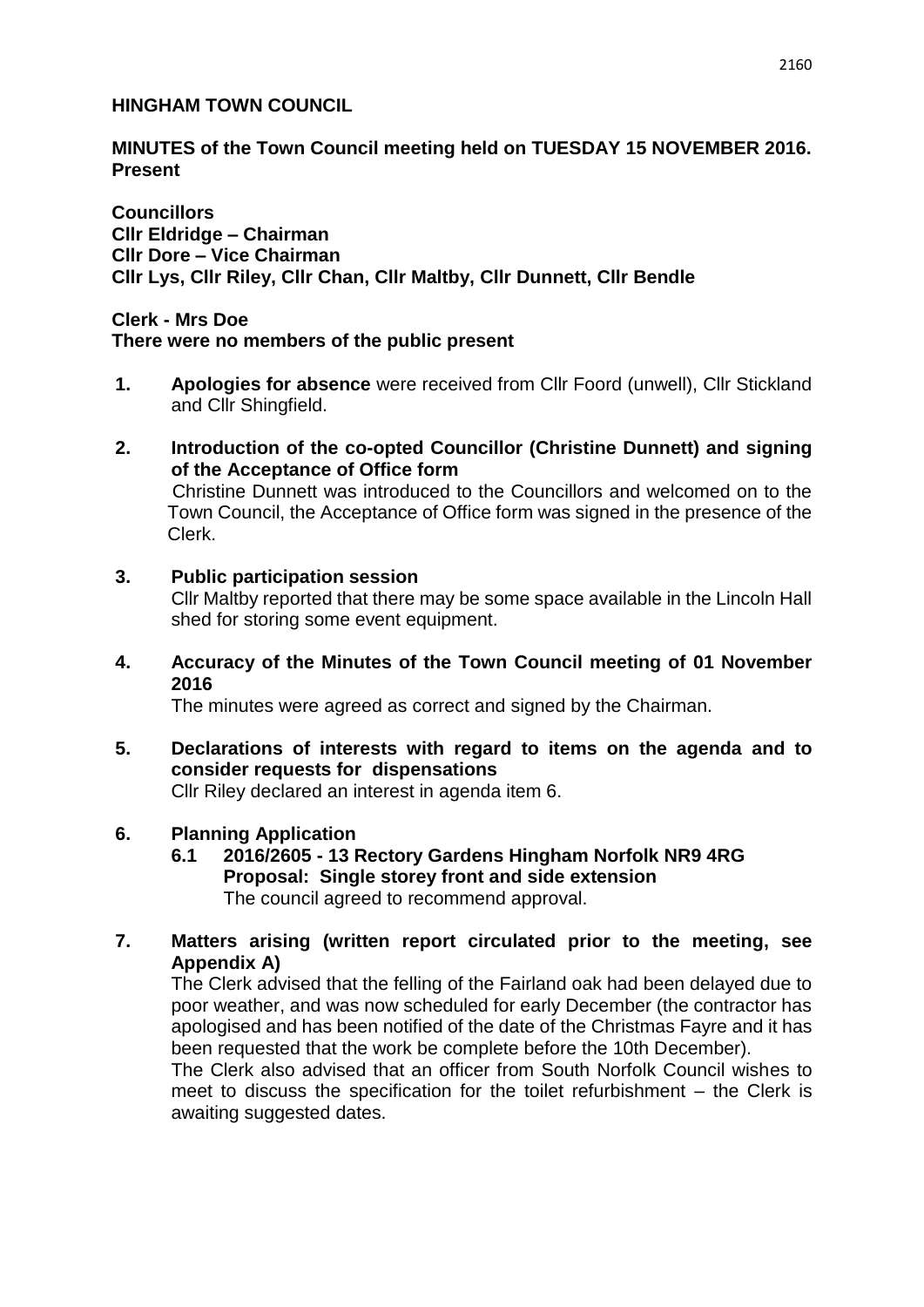## HINGHAM TOWN COUNCIL

**MINUTES of the Town Council meeting held on TUESDAY 15 NOVEMBER 2016.**
**Present**

**Councillors**
**Cllr Eldridge – Chairman**
**Cllr Dore – Vice Chairman**
**Cllr Lys, Cllr Riley, Cllr Chan, Cllr Maltby, Cllr Dunnett, Cllr Bendle**

**Clerk - Mrs Doe**
**There were no members of the public present**

1. **Apologies for absence** were received from Cllr Foord (unwell), Cllr Stickland and Cllr Shingfield.

2. **Introduction of the co-opted Councillor (Christine Dunnett) and signing of the Acceptance of Office form**
   Christine Dunnett was introduced to the Councillors and welcomed on to the Town Council, the Acceptance of Office form was signed in the presence of the Clerk.

3. **Public participation session**
   Cllr Maltby reported that there may be some space available in the Lincoln Hall shed for storing some event equipment.

4. **Accuracy of the Minutes of the Town Council meeting of 01 November 2016**
   The minutes were agreed as correct and signed by the Chairman.

5. **Declarations of interests with regard to items on the agenda and to consider requests for dispensations**
   Cllr Riley declared an interest in agenda item 6.

6. **Planning Application**
   **6.1 2016/2605 - 13 Rectory Gardens Hingham Norfolk NR9 4RG**
   **Proposal: Single storey front and side extension**
   The council agreed to recommend approval.

7. **Matters arising (written report circulated prior to the meeting, see Appendix A)**
   The Clerk advised that the felling of the Fairland oak had been delayed due to poor weather, and was now scheduled for early December (the contractor has apologised and has been notified of the date of the Christmas Fayre and it has been requested that the work be complete before the 10th December).
   The Clerk also advised that an officer from South Norfolk Council wishes to meet to discuss the specification for the toilet refurbishment – the Clerk is awaiting suggested dates.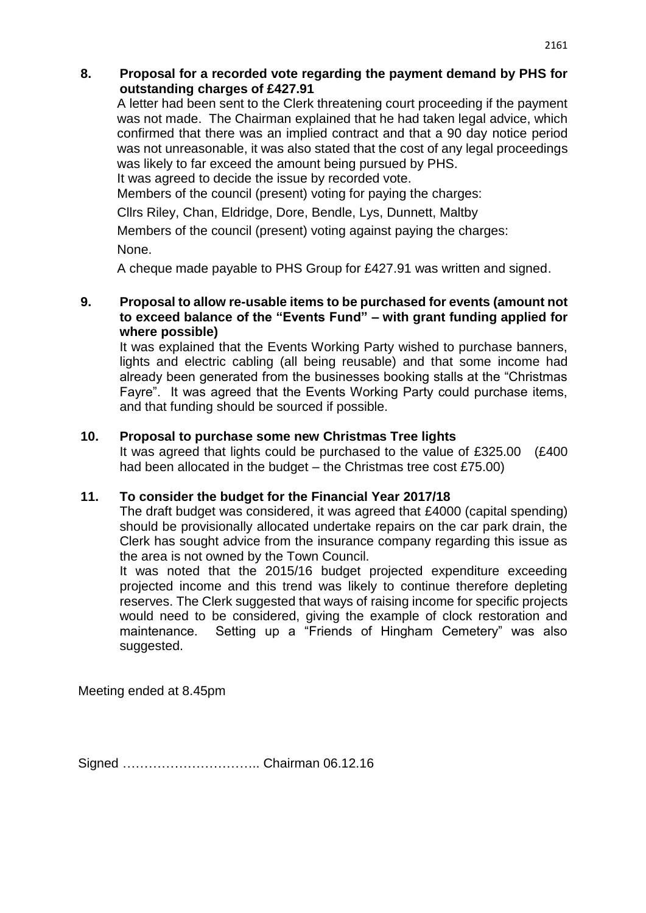**8. Proposal for a recorded vote regarding the payment demand by PHS for outstanding charges of £427.91**

A letter had been sent to the Clerk threatening court proceeding if the payment was not made. The Chairman explained that he had taken legal advice, which confirmed that there was an implied contract and that a 90 day notice period was not unreasonable, it was also stated that the cost of any legal proceedings was likely to far exceed the amount being pursued by PHS.

It was agreed to decide the issue by recorded vote.

Members of the council (present) voting for paying the charges:

Cllrs Riley, Chan, Eldridge, Dore, Bendle, Lys, Dunnett, Maltby

Members of the council (present) voting against paying the charges:

None.

A cheque made payable to PHS Group for £427.91 was written and signed.

**9. Proposal to allow re-usable items to be purchased for events (amount not to exceed balance of the "Events Fund" – with grant funding applied for where possible)**

It was explained that the Events Working Party wished to purchase banners, lights and electric cabling (all being reusable) and that some income had already been generated from the businesses booking stalls at the "Christmas Fayre". It was agreed that the Events Working Party could purchase items, and that funding should be sourced if possible.

**10. Proposal to purchase some new Christmas Tree lights**

It was agreed that lights could be purchased to the value of £325.00 (£400 had been allocated in the budget – the Christmas tree cost £75.00)

**11. To consider the budget for the Financial Year 2017/18**

The draft budget was considered, it was agreed that £4000 (capital spending) should be provisionally allocated undertake repairs on the car park drain, the Clerk has sought advice from the insurance company regarding this issue as the area is not owned by the Town Council.

It was noted that the 2015/16 budget projected expenditure exceeding projected income and this trend was likely to continue therefore depleting reserves. The Clerk suggested that ways of raising income for specific projects would need to be considered, giving the example of clock restoration and maintenance. Setting up a "Friends of Hingham Cemetery" was also suggested.

Meeting ended at 8.45pm

Signed ………………………….. Chairman 06.12.16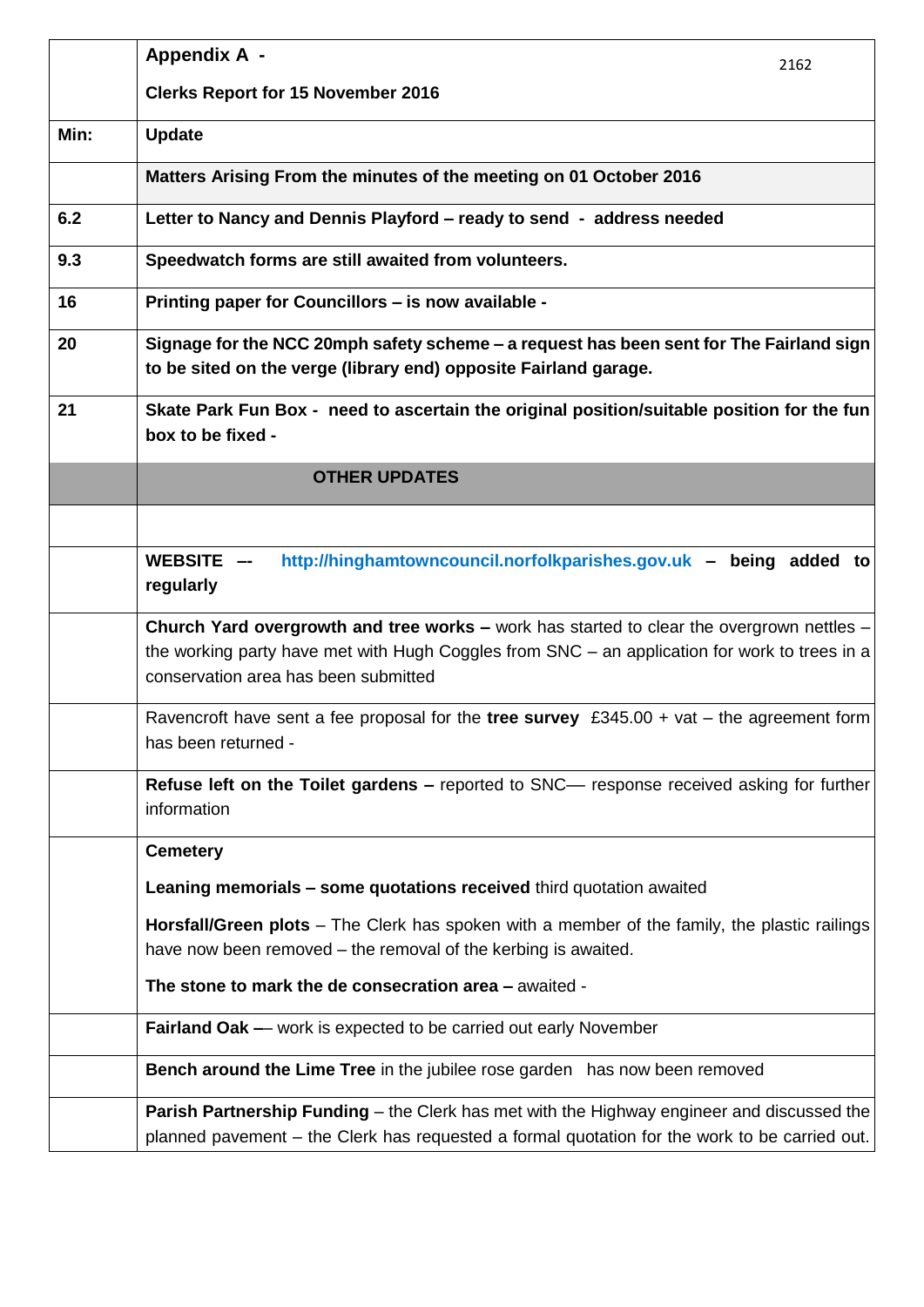| | **Appendix A -** **Clerks Report for 15 November 2016** |
|---|---|
| **Min:** | **Update** |
| | **Matters Arising From the minutes of the meeting on 01 October 2016** |
| **6.2** | **Letter to Nancy and Dennis Playford – ready to send - address needed** |
| **9.3** | **Speedwatch forms are still awaited from volunteers.** |
| **16** | **Printing paper for Councillors – is now available -** |
| **20** | **Signage for the NCC 20mph safety scheme – a request has been sent for The Fairland sign to be sited on the verge (library end) opposite Fairland garage.** |
| **21** | **Skate Park Fun Box - need to ascertain the original position/suitable position for the fun box to be fixed -** |
| | **OTHER UPDATES** |
| | |
| | **WEBSITE –- http://hinghamtowncouncil.norfolkparishes.gov.uk – being added to regularly** |
| | **Church Yard overgrowth and tree works –** work has started to clear the overgrown nettles – the working party have met with Hugh Coggles from SNC – an application for work to trees in a conservation area has been submitted |
| | Ravencroft have sent a fee proposal for the **tree survey** £345.00 + vat – the agreement form has been returned - |
| | **Refuse left on the Toilet gardens –** reported to SNC— response received asking for further information |
| | **Cemetery** <br> **Leaning memorials – some quotations received** third quotation awaited <br> **Horsfall/Green plots** – The Clerk has spoken with a member of the family, the plastic railings have now been removed – the removal of the kerbing is awaited. <br> **The stone to mark the de consecration area –** awaited - |
| | **Fairland Oak** –– work is expected to be carried out early November |
| | **Bench around the Lime Tree** in the jubilee rose garden has now been removed |
| | **Parish Partnership Funding** – the Clerk has met with the Highway engineer and discussed the planned pavement – the Clerk has requested a formal quotation for the work to be carried out. |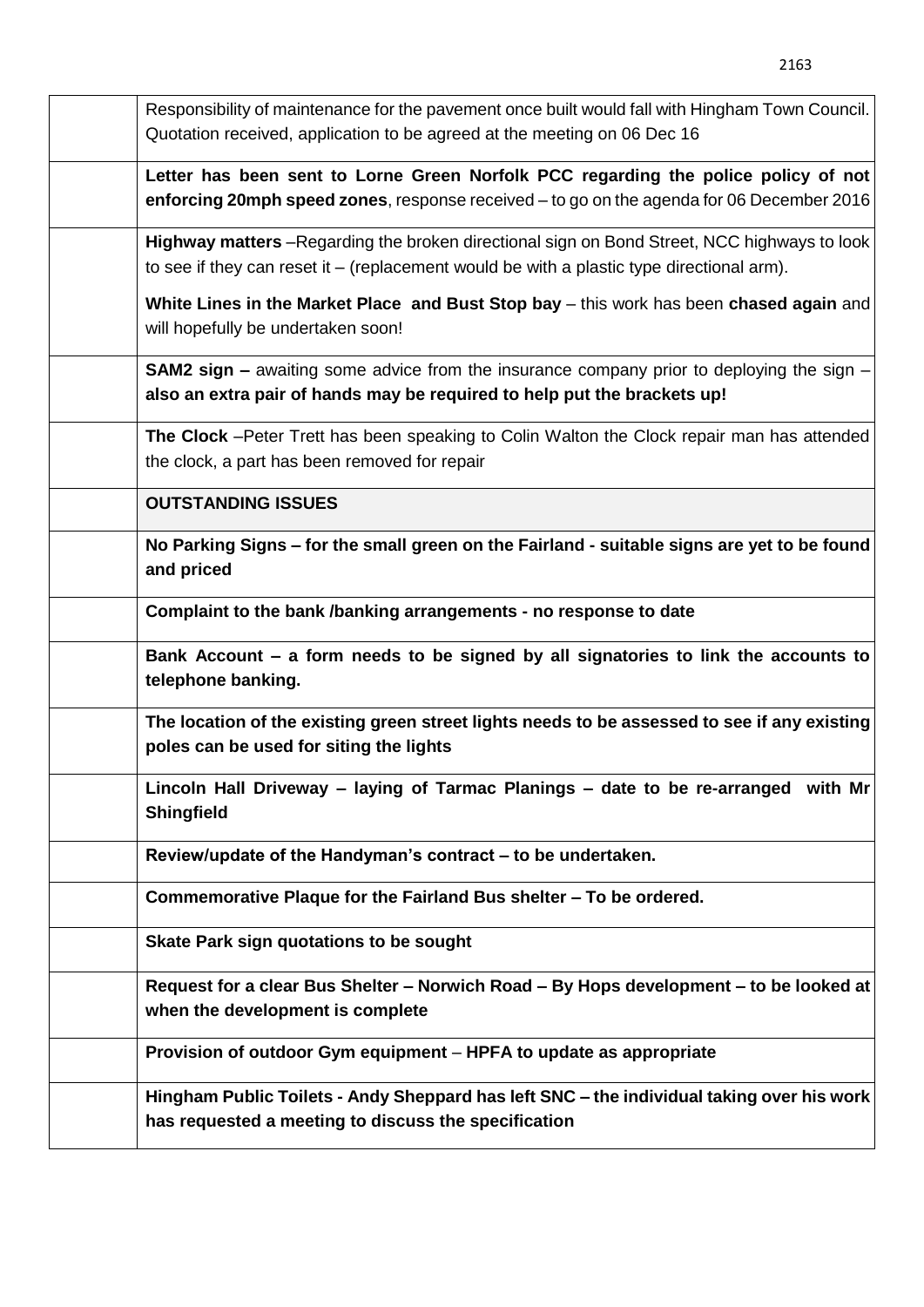| | |
|---|---|
| | Responsibility of maintenance for the pavement once built would fall with Hingham Town Council. Quotation received, application to be agreed at the meeting on 06 Dec 16 |
| | **Letter has been sent to Lorne Green Norfolk PCC regarding the police policy of not enforcing 20mph speed zones**, response received – to go on the agenda for 06 December 2016 |
| | **Highway matters** –Regarding the broken directional sign on Bond Street, NCC highways to look to see if they can reset it – (replacement would be with a plastic type directional arm).<br><br>**White Lines in the Market Place and Bust Stop bay** – this work has been **chased again** and will hopefully be undertaken soon! |
| | **SAM2 sign –** awaiting some advice from the insurance company prior to deploying the sign – **also an extra pair of hands may be required to help put the brackets up!** |
| | **The Clock** –Peter Trett has been speaking to Colin Walton the Clock repair man has attended the clock, a part has been removed for repair |
| | **OUTSTANDING ISSUES** |
| | **No Parking Signs – for the small green on the Fairland - suitable signs are yet to be found and priced** |
| | **Complaint to the bank /banking arrangements - no response to date** |
| | **Bank Account – a form needs to be signed by all signatories to link the accounts to telephone banking.** |
| | **The location of the existing green street lights needs to be assessed to see if any existing poles can be used for siting the lights** |
| | **Lincoln Hall Driveway – laying of Tarmac Planings – date to be re-arranged with Mr Shingfield** |
| | **Review/update of the Handyman's contract – to be undertaken.** |
| | **Commemorative Plaque for the Fairland Bus shelter – To be ordered.** |
| | **Skate Park sign quotations to be sought** |
| | **Request for a clear Bus Shelter – Norwich Road – By Hops development – to be looked at when the development is complete** |
| | **Provision of outdoor Gym equipment** – **HPFA to update as appropriate** |
| | **Hingham Public Toilets - Andy Sheppard has left SNC – the individual taking over his work has requested a meeting to discuss the specification** |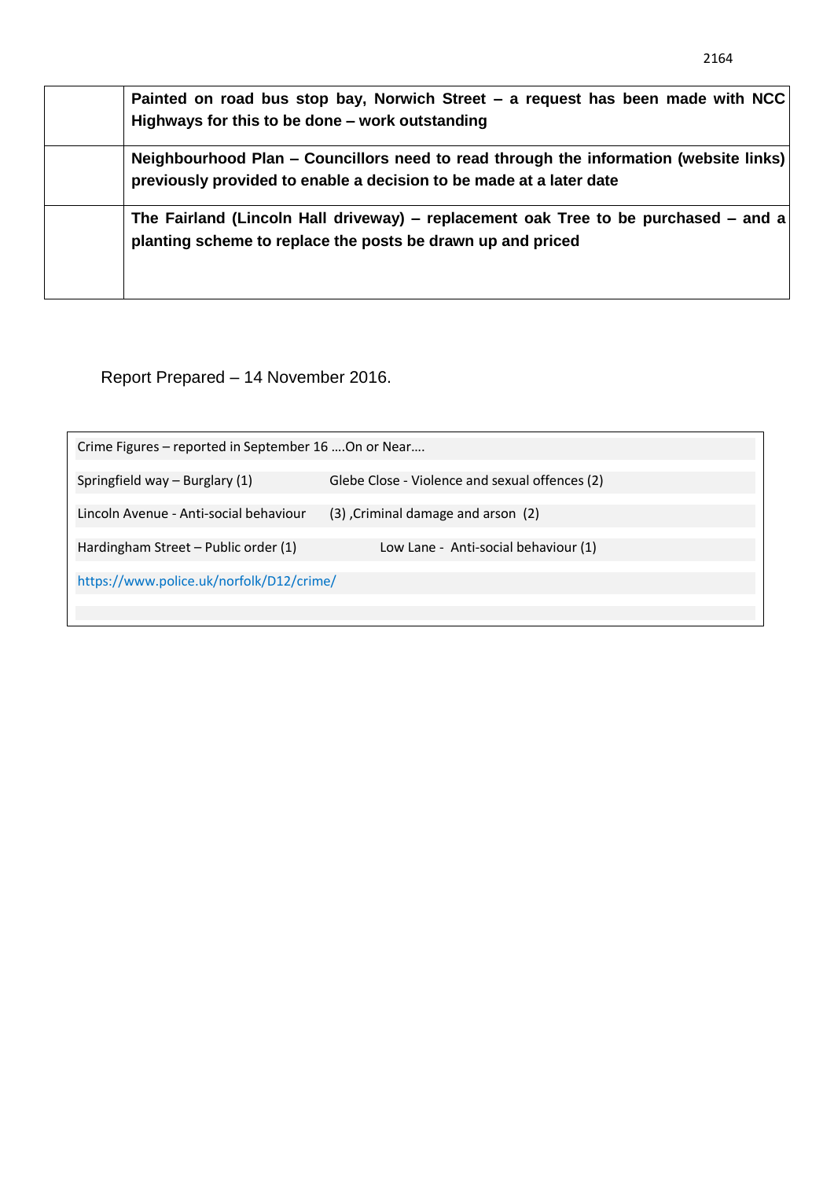| | |
|---|---|
| | **Painted on road bus stop bay, Norwich Street – a request has been made with NCC Highways for this to be done – work outstanding** |
| | **Neighbourhood Plan – Councillors need to read through the information (website links) previously provided to enable a decision to be made at a later date** |
| | **The Fairland (Lincoln Hall driveway) – replacement oak Tree to be purchased – and a planting scheme to replace the posts be drawn up and priced** |

Report Prepared – 14 November 2016.

| | |
|---|---|
| Crime Figures – reported in September 16 ….On or Near…. | |
| Springfield way – Burglary (1) | Glebe Close - Violence and sexual offences (2) |
| Lincoln Avenue - Anti-social behaviour | (3) ,Criminal damage and arson (2) |
| Hardingham Street – Public order (1) | Low Lane - Anti-social behaviour (1) |
| https://www.police.uk/norfolk/D12/crime/ | |